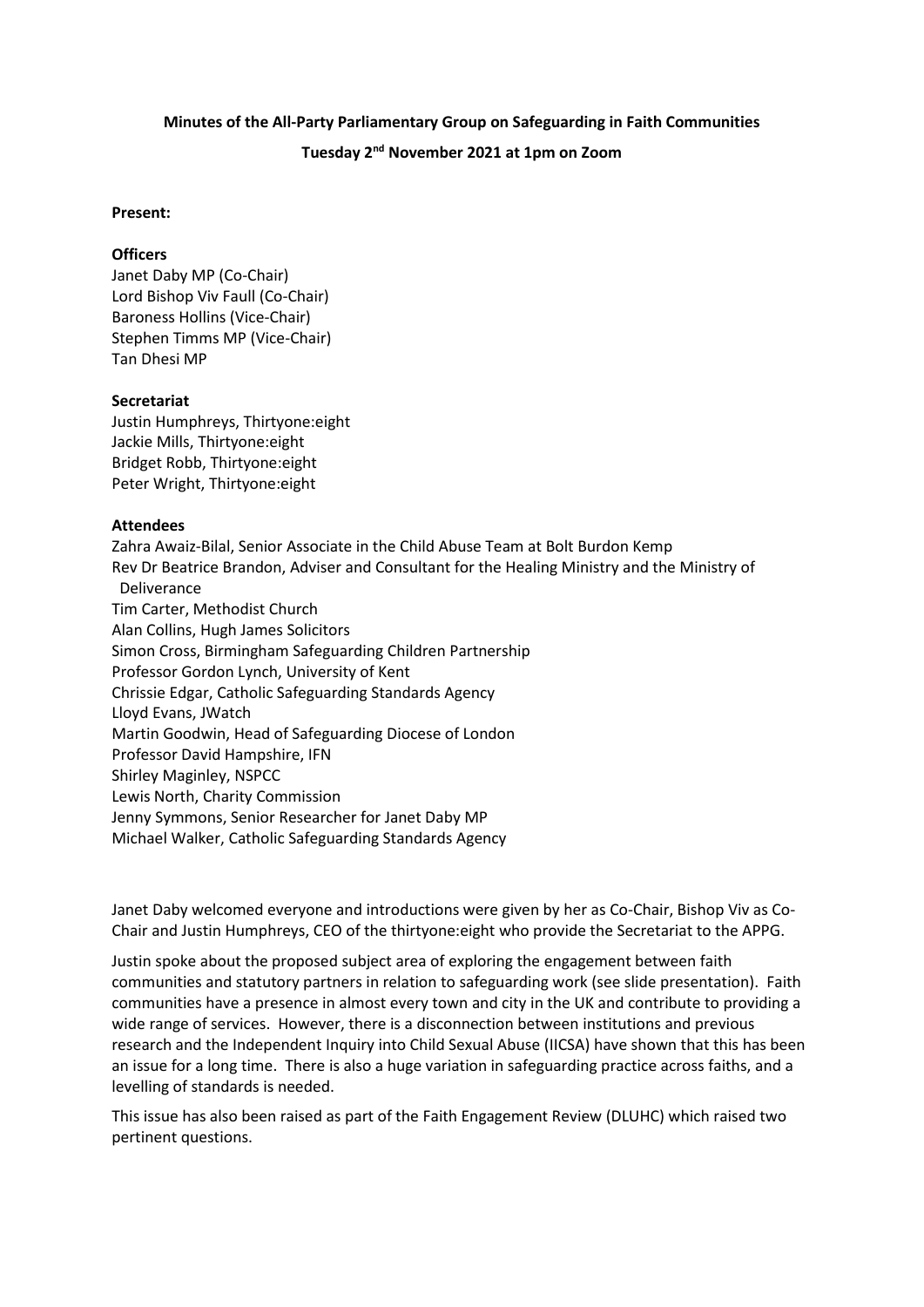**Minutes of the All-Party Parliamentary Group on Safeguarding in Faith Communities**

**Tuesday 2nd November 2021 at 1pm on Zoom**

**Present:**

**Officers**

Janet Daby MP (Co-Chair)
Lord Bishop Viv Faull (Co-Chair)
Baroness Hollins (Vice-Chair)
Stephen Timms MP (Vice-Chair)
Tan Dhesi MP

**Secretariat**

Justin Humphreys, Thirtyone:eight
Jackie Mills, Thirtyone:eight
Bridget Robb, Thirtyone:eight
Peter Wright, Thirtyone:eight

**Attendees**

Zahra Awaiz-Bilal, Senior Associate in the Child Abuse Team at Bolt Burdon Kemp
Rev Dr Beatrice Brandon, Adviser and Consultant for the Healing Ministry and the Ministry of Deliverance
Tim Carter, Methodist Church
Alan Collins, Hugh James Solicitors
Simon Cross, Birmingham Safeguarding Children Partnership
Professor Gordon Lynch, University of Kent
Chrissie Edgar, Catholic Safeguarding Standards Agency
Lloyd Evans, JWatch
Martin Goodwin, Head of Safeguarding Diocese of London
Professor David Hampshire, IFN
Shirley Maginley, NSPCC
Lewis North, Charity Commission
Jenny Symmons, Senior Researcher for Janet Daby MP
Michael Walker, Catholic Safeguarding Standards Agency

Janet Daby welcomed everyone and introductions were given by her as Co-Chair, Bishop Viv as Co-Chair and Justin Humphreys, CEO of the thirtyone:eight who provide the Secretariat to the APPG.

Justin spoke about the proposed subject area of exploring the engagement between faith communities and statutory partners in relation to safeguarding work (see slide presentation). Faith communities have a presence in almost every town and city in the UK and contribute to providing a wide range of services. However, there is a disconnection between institutions and previous research and the Independent Inquiry into Child Sexual Abuse (IICSA) have shown that this has been an issue for a long time. There is also a huge variation in safeguarding practice across faiths, and a levelling of standards is needed.

This issue has also been raised as part of the Faith Engagement Review (DLUHC) which raised two pertinent questions.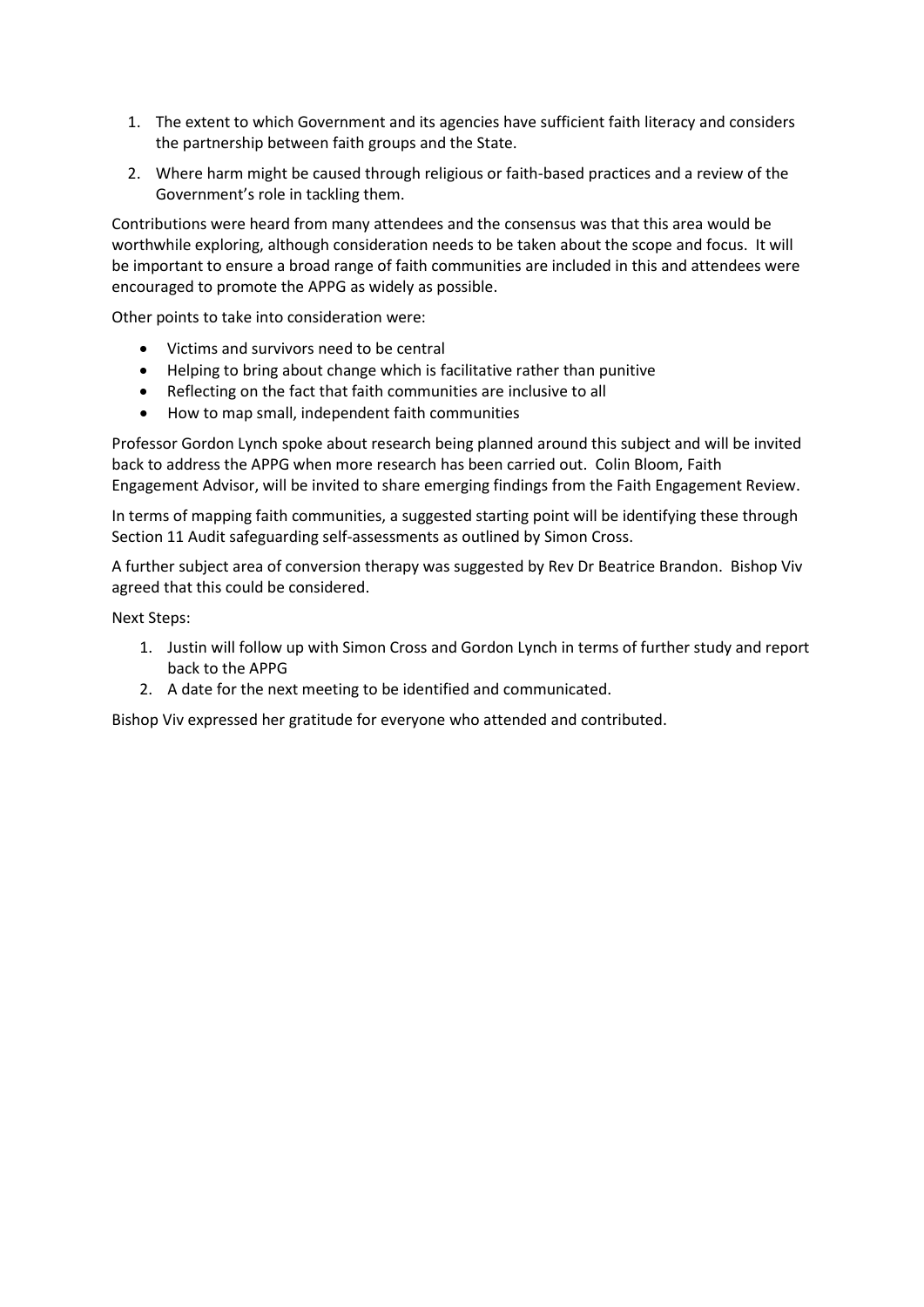1. The extent to which Government and its agencies have sufficient faith literacy and considers the partnership between faith groups and the State.
2. Where harm might be caused through religious or faith-based practices and a review of the Government's role in tackling them.

Contributions were heard from many attendees and the consensus was that this area would be worthwhile exploring, although consideration needs to be taken about the scope and focus. It will be important to ensure a broad range of faith communities are included in this and attendees were encouraged to promote the APPG as widely as possible.

Other points to take into consideration were:

- Victims and survivors need to be central
- Helping to bring about change which is facilitative rather than punitive
- Reflecting on the fact that faith communities are inclusive to all
- How to map small, independent faith communities

Professor Gordon Lynch spoke about research being planned around this subject and will be invited back to address the APPG when more research has been carried out. Colin Bloom, Faith Engagement Advisor, will be invited to share emerging findings from the Faith Engagement Review.

In terms of mapping faith communities, a suggested starting point will be identifying these through Section 11 Audit safeguarding self-assessments as outlined by Simon Cross.

A further subject area of conversion therapy was suggested by Rev Dr Beatrice Brandon. Bishop Viv agreed that this could be considered.

Next Steps:

1. Justin will follow up with Simon Cross and Gordon Lynch in terms of further study and report back to the APPG
2. A date for the next meeting to be identified and communicated.

Bishop Viv expressed her gratitude for everyone who attended and contributed.